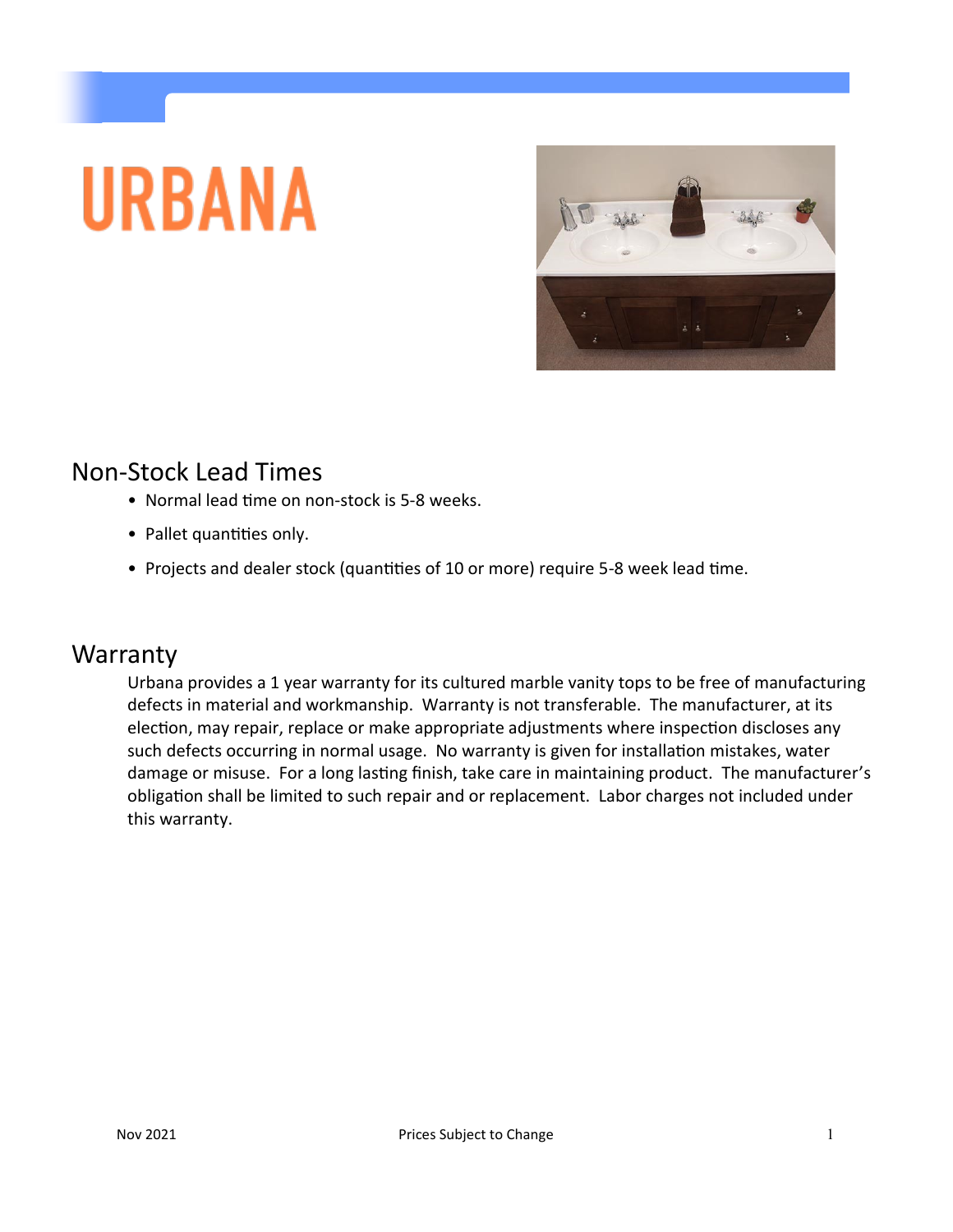# URBANA

## Non-Stock Lead Times

- Normal lead time on non-stock is 5-8 weeks.
- Pallet quantities only.
- Projects and dealer stock (quantities of 10 or more) require 5-8 week lead time.

## Warranty

Urbana provides a 1 year warranty for its cultured marble vanity tops to be free of manufacturing defects in material and workmanship. Warranty is not transferable. The manufacturer, at its election, may repair, replace or make appropriate adjustments where inspection discloses any such defects occurring in normal usage. No warranty is given for installation mistakes, water damage or misuse. For a long lasting finish, take care in maintaining product. The manufacturer's obligation shall be limited to such repair and or replacement. Labor charges not included under this warranty.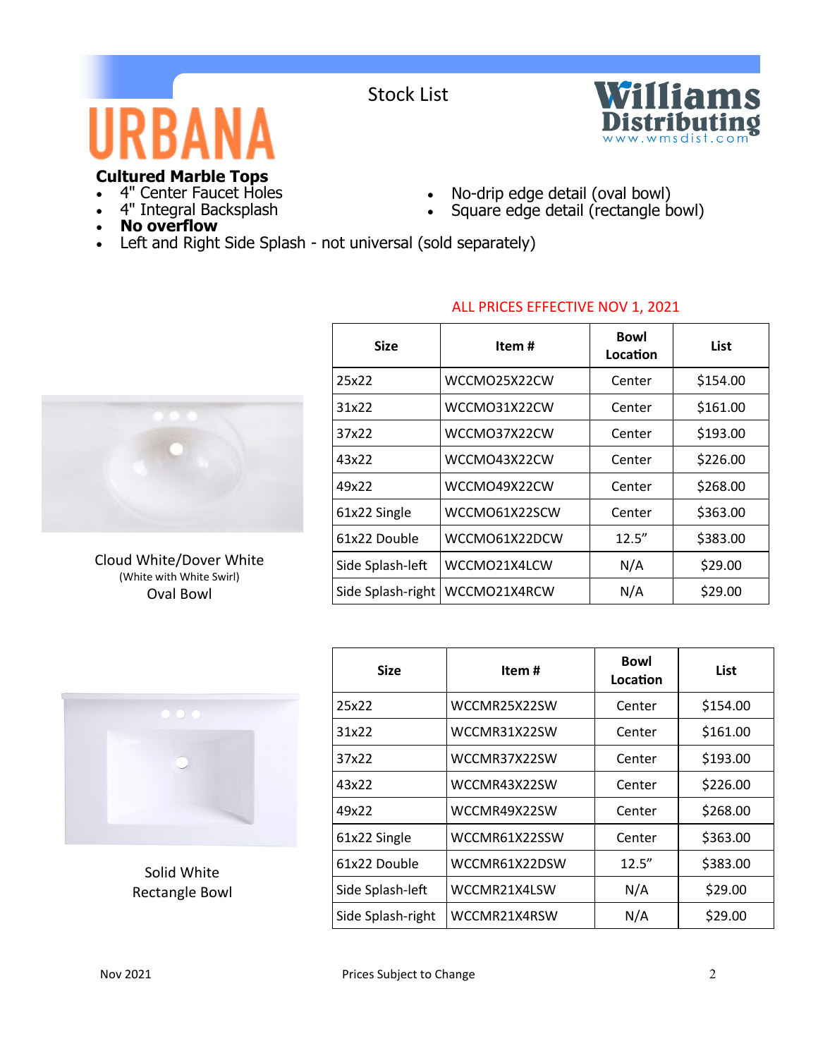# URBANA

Stock List

Williams Distributing
www.wmsdist.com

## Cultured Marble Tops

- 4" Center Faucet Holes
- 4" Integral Backsplash
- **No overflow**
- Left and Right Side Splash - not universal (sold separately)
- No-drip edge detail (oval bowl)
- Square edge detail (rectangle bowl)

ALL PRICES EFFECTIVE NOV 1, 2021

Cloud White/Dover White
(White with White Swirl)
Oval Bowl

| Size | Item # | Bowl Location | List |
|---|---|---|---|
| 25x22 | WCCMO25X22CW | Center | $154.00 |
| 31x22 | WCCMO31X22CW | Center | $161.00 |
| 37x22 | WCCMO37X22CW | Center | $193.00 |
| 43x22 | WCCMO43X22CW | Center | $226.00 |
| 49x22 | WCCMO49X22CW | Center | $268.00 |
| 61x22 Single | WCCMO61X22SCW | Center | $363.00 |
| 61x22 Double | WCCMO61X22DCW | 12.5” | $383.00 |
| Side Splash-left | WCCMO21X4LCW | N/A | $29.00 |
| Side Splash-right | WCCMO21X4RCW | N/A | $29.00 |

Solid White
Rectangle Bowl

| Size | Item # | Bowl Location | List |
|---|---|---|---|
| 25x22 | WCCMR25X22SW | Center | $154.00 |
| 31x22 | WCCMR31X22SW | Center | $161.00 |
| 37x22 | WCCMR37X22SW | Center | $193.00 |
| 43x22 | WCCMR43X22SW | Center | $226.00 |
| 49x22 | WCCMR49X22SW | Center | $268.00 |
| 61x22 Single | WCCMR61X22SSW | Center | $363.00 |
| 61x22 Double | WCCMR61X22DSW | 12.5” | $383.00 |
| Side Splash-left | WCCMR21X4LSW | N/A | $29.00 |
| Side Splash-right | WCCMR21X4RSW | N/A | $29.00 |

Nov 2021 — Prices Subject to Change